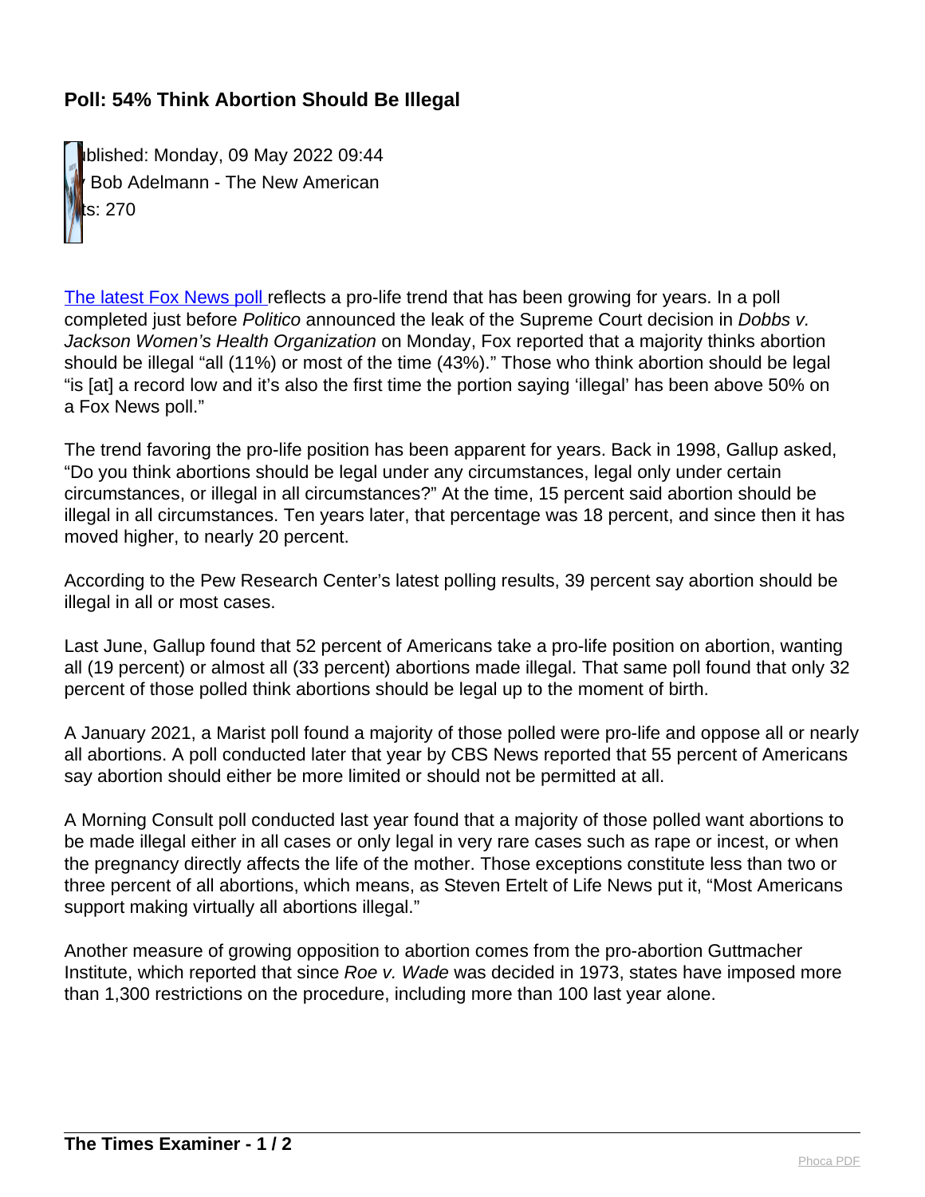# Poll: 54% Think Abortion Should Be Illegal

ublished: Monday, 09 May 2022 09:44
Bob Adelmann - The New American
ts: 270

The latest Fox News poll reflects a pro-life trend that has been growing for years. In a poll completed just before *Politico* announced the leak of the Supreme Court decision in *Dobbs v. Jackson Women's Health Organization* on Monday, Fox reported that a majority thinks abortion should be illegal "all (11%) or most of the time (43%)." Those who think abortion should be legal "is [at] a record low and it's also the first time the portion saying 'illegal' has been above 50% on a Fox News poll."

The trend favoring the pro-life position has been apparent for years. Back in 1998, Gallup asked, "Do you think abortions should be legal under any circumstances, legal only under certain circumstances, or illegal in all circumstances?" At the time, 15 percent said abortion should be illegal in all circumstances. Ten years later, that percentage was 18 percent, and since then it has moved higher, to nearly 20 percent.

According to the Pew Research Center's latest polling results, 39 percent say abortion should be illegal in all or most cases.

Last June, Gallup found that 52 percent of Americans take a pro-life position on abortion, wanting all (19 percent) or almost all (33 percent) abortions made illegal. That same poll found that only 32 percent of those polled think abortions should be legal up to the moment of birth.

A January 2021, a Marist poll found a majority of those polled were pro-life and oppose all or nearly all abortions. A poll conducted later that year by CBS News reported that 55 percent of Americans say abortion should either be more limited or should not be permitted at all.

A Morning Consult poll conducted last year found that a majority of those polled want abortions to be made illegal either in all cases or only legal in very rare cases such as rape or incest, or when the pregnancy directly affects the life of the mother. Those exceptions constitute less than two or three percent of all abortions, which means, as Steven Ertelt of Life News put it, "Most Americans support making virtually all abortions illegal."

Another measure of growing opposition to abortion comes from the pro-abortion Guttmacher Institute, which reported that since *Roe v. Wade* was decided in 1973, states have imposed more than 1,300 restrictions on the procedure, including more than 100 last year alone.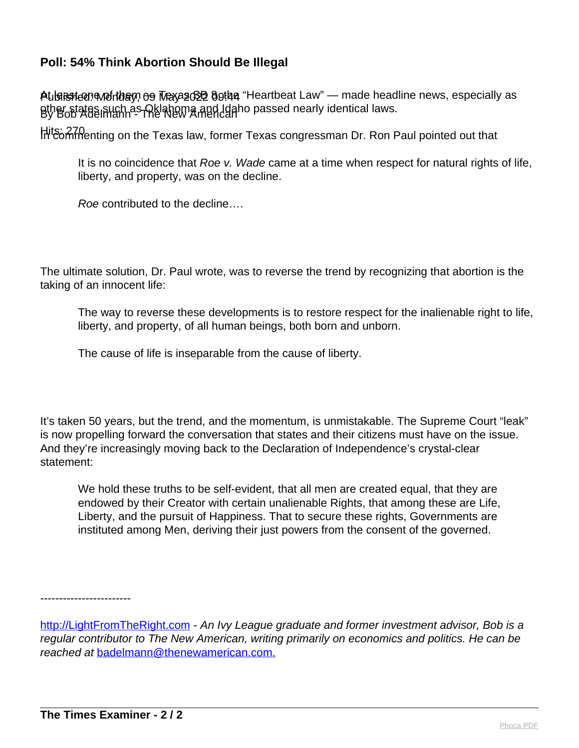# Poll: 54% Think Abortion Should Be Illegal

Published: Monday, 09 May 2022 00:44
By Bob Adelmann - The New American

Hits: 270

At least one of them — Texas SB 8, the "Heartbeat Law" — made headline news, especially as other states such as Oklahoma and Idaho passed nearly identical laws.

In commenting on the Texas law, former Texas congressman Dr. Ron Paul pointed out that

> It is no coincidence that *Roe v. Wade* came at a time when respect for natural rights of life, liberty, and property, was on the decline.
>
> *Roe* contributed to the decline….

The ultimate solution, Dr. Paul wrote, was to reverse the trend by recognizing that abortion is the taking of an innocent life:

> The way to reverse these developments is to restore respect for the inalienable right to life, liberty, and property, of all human beings, both born and unborn.
>
> The cause of life is inseparable from the cause of liberty.

It's taken 50 years, but the trend, and the momentum, is unmistakable. The Supreme Court "leak" is now propelling forward the conversation that states and their citizens must have on the issue. And they're increasingly moving back to the Declaration of Independence's crystal-clear statement:

> We hold these truths to be self-evident, that all men are created equal, that they are endowed by their Creator with certain unalienable Rights, that among these are Life, Liberty, and the pursuit of Happiness. That to secure these rights, Governments are instituted among Men, deriving their just powers from the consent of the governed.

------------------------

http://LightFromTheRight.com - *An Ivy League graduate and former investment advisor, Bob is a regular contributor to The New American, writing primarily on economics and politics. He can be reached at* badelmann@thenewamerican.com.